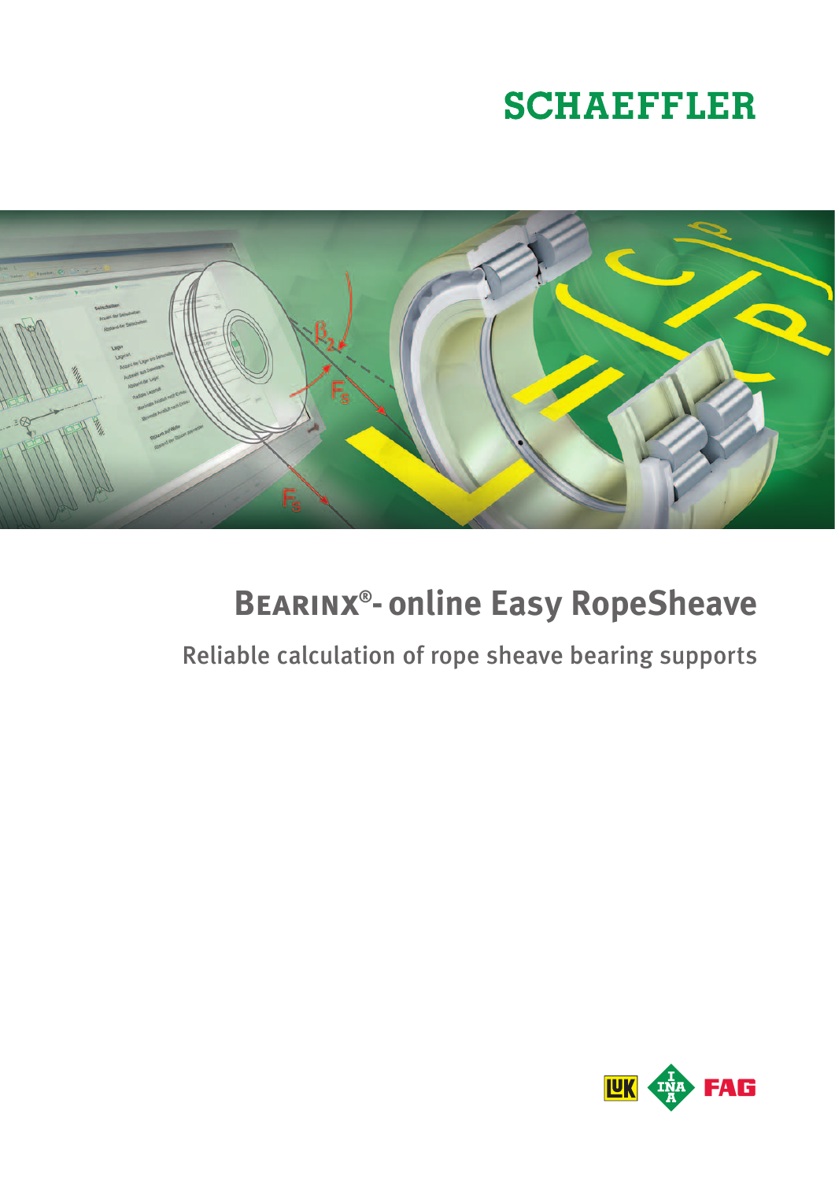SCHAEFFLER

# BEARINX®- online Easy RopeSheave

## Reliable calculation of rope sheave bearing supports

LuK INA FAG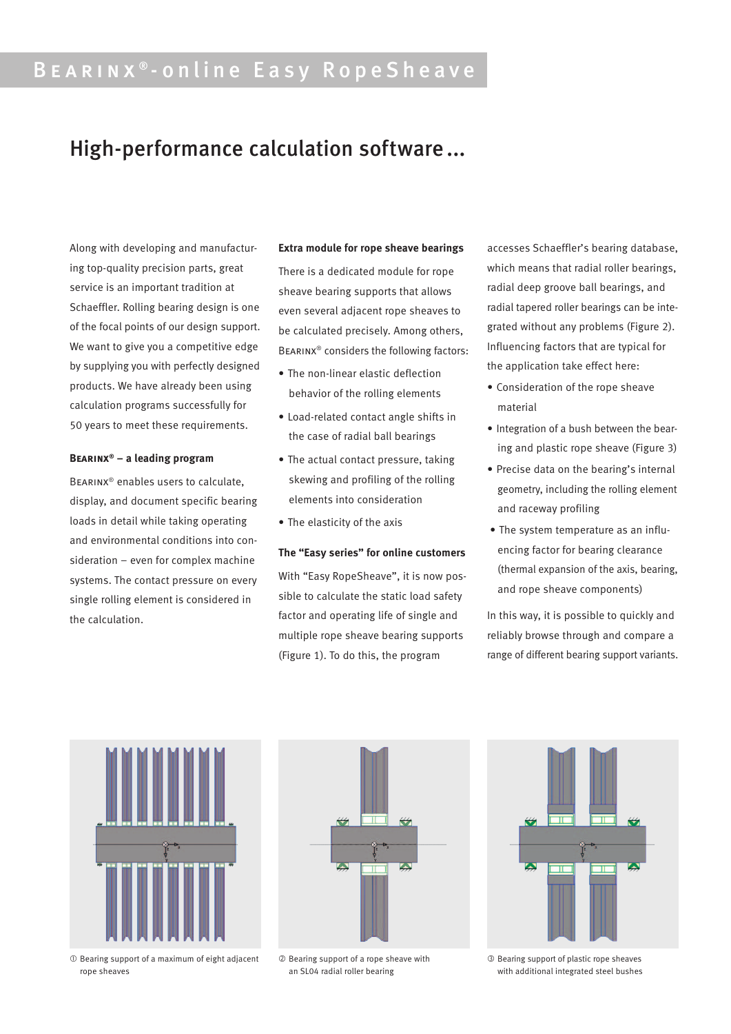# BEARINX®-online Easy RopeSheave

## High-performance calculation software ...

Along with developing and manufacturing top-quality precision parts, great service is an important tradition at Schaeffler. Rolling bearing design is one of the focal points of our design support. We want to give you a competitive edge by supplying you with perfectly designed products. We have already been using calculation programs successfully for 50 years to meet these requirements.

**BEARINX® – a leading program**

BEARINX® enables users to calculate, display, and document specific bearing loads in detail while taking operating and environmental conditions into consideration – even for complex machine systems. The contact pressure on every single rolling element is considered in the calculation.

**Extra module for rope sheave bearings**

There is a dedicated module for rope sheave bearing supports that allows even several adjacent rope sheaves to be calculated precisely. Among others, BEARINX® considers the following factors:

- The non-linear elastic deflection behavior of the rolling elements
- Load-related contact angle shifts in the case of radial ball bearings
- The actual contact pressure, taking skewing and profiling of the rolling elements into consideration
- The elasticity of the axis

**The "Easy series" for online customers**

With "Easy RopeSheave", it is now possible to calculate the static load safety factor and operating life of single and multiple rope sheave bearing supports (Figure 1). To do this, the program accesses Schaeffler's bearing database, which means that radial roller bearings, radial deep groove ball bearings, and radial tapered roller bearings can be integrated without any problems (Figure 2). Influencing factors that are typical for the application take effect here:

- Consideration of the rope sheave material
- Integration of a bush between the bearing and plastic rope sheave (Figure 3)
- Precise data on the bearing's internal geometry, including the rolling element and raceway profiling
- The system temperature as an influencing factor for bearing clearance (thermal expansion of the axis, bearing, and rope sheave components)

In this way, it is possible to quickly and reliably browse through and compare a range of different bearing support variants.

① Bearing support of a maximum of eight adjacent rope sheaves

② Bearing support of a rope sheave with an SL04 radial roller bearing

③ Bearing support of plastic rope sheaves with additional integrated steel bushes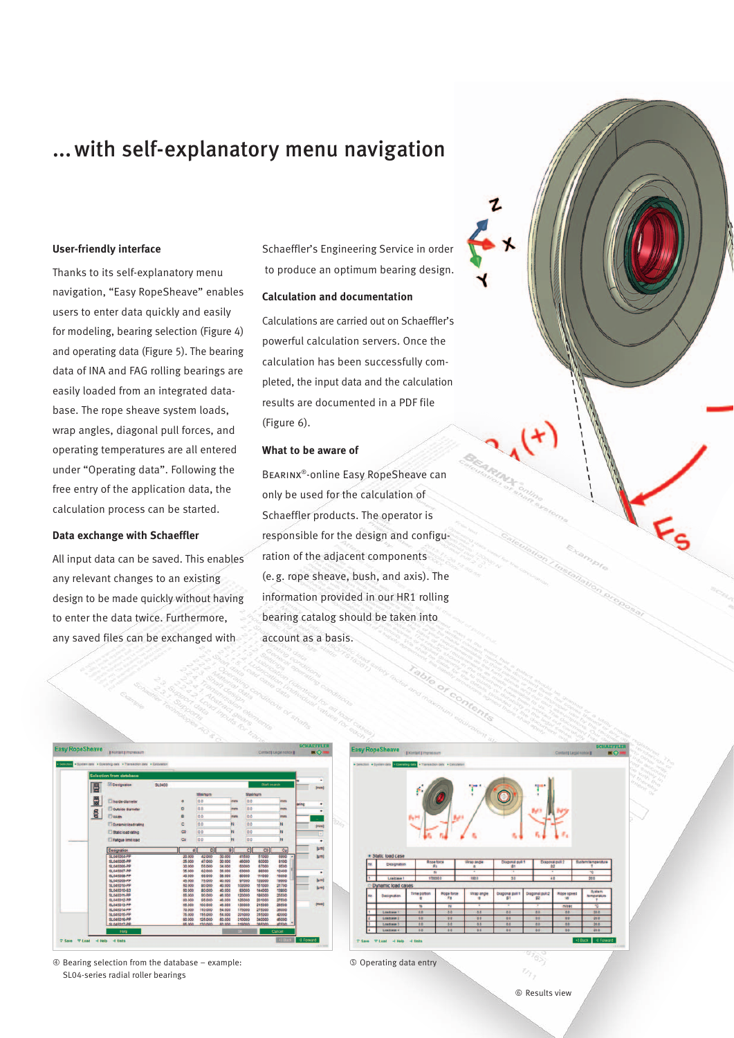# ... with self-explanatory menu navigation

### User-friendly interface

Thanks to its self-explanatory menu navigation, "Easy RopeSheave" enables users to enter data quickly and easily for modeling, bearing selection (Figure 4) and operating data (Figure 5). The bearing data of INA and FAG rolling bearings are easily loaded from an integrated database. The rope sheave system loads, wrap angles, diagonal pull forces, and operating temperatures are all entered under "Operating data". Following the free entry of the application data, the calculation process can be started.

### Data exchange with Schaeffler

All input data can be saved. This enables any relevant changes to an existing design to be made quickly without having to enter the data twice. Furthermore, any saved files can be exchanged with Schaeffler's Engineering Service in order to produce an optimum bearing design.

### Calculation and documentation

Calculations are carried out on Schaeffler's powerful calculation servers. Once the calculation has been successfully completed, the input data and the calculation results are documented in a PDF file (Figure 6).

### What to be aware of

BEARINX®-online Easy RopeSheave can only be used for the calculation of Schaeffler products. The operator is responsible for the design and configuration of the adjacent components (e.g. rope sheave, bush, and axis). The information provided in our HR1 rolling bearing catalog should be taken into account as a basis.

④ Bearing selection from the database – example: SL04-series radial roller bearings

⑤ Operating data entry

⑥ Results view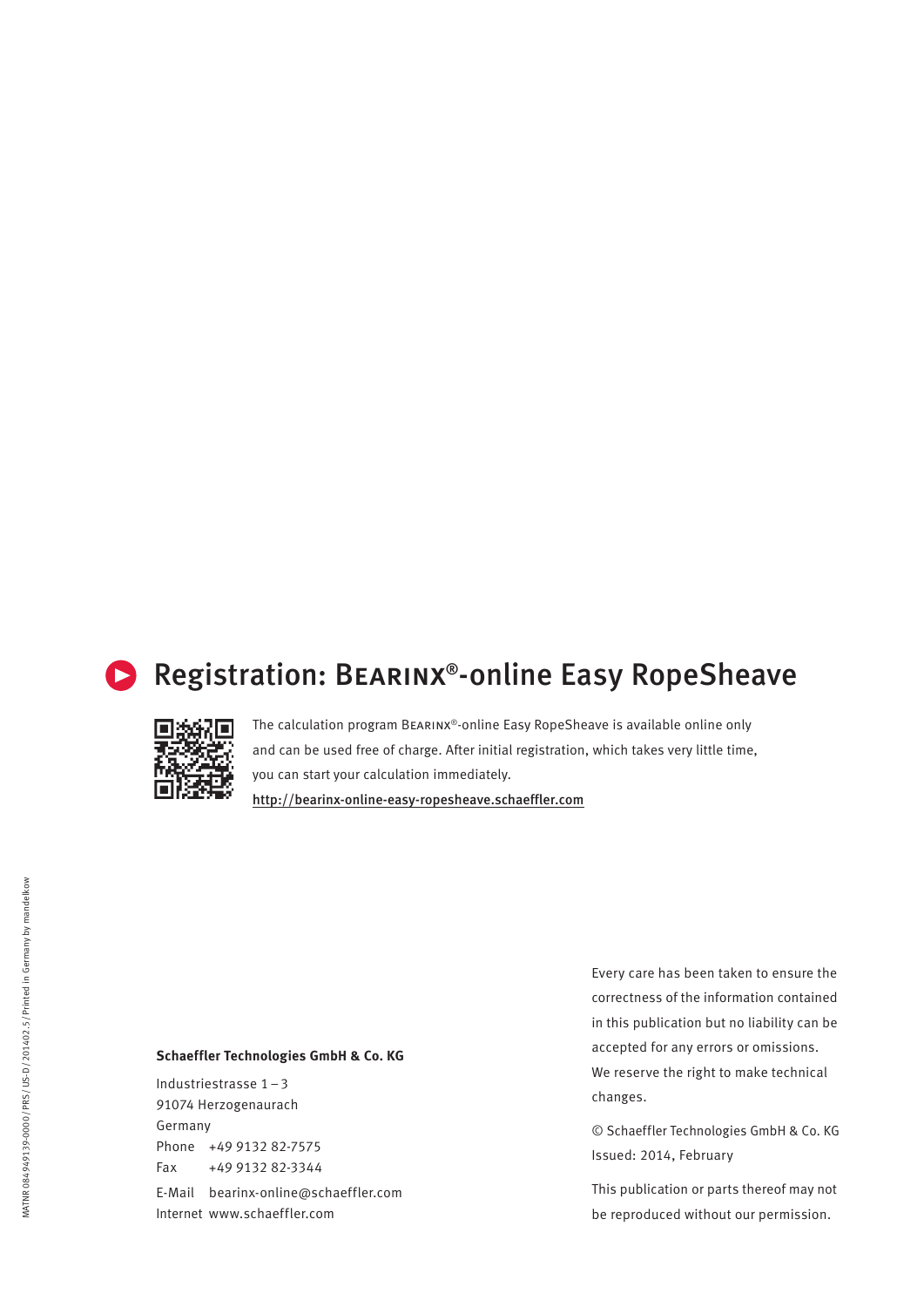## Registration: BEARINX®-online Easy RopeSheave

The calculation program BEARINX®-online Easy RopeSheave is available online only and can be used free of charge. After initial registration, which takes very little time, you can start your calculation immediately.

http://bearinx-online-easy-ropesheave.schaeffler.com

MATNR 084949139-0000 / PRS / US-D / 201402.5 / Printed in Germany by mandelkow

**Schaeffler Technologies GmbH & Co. KG**

Industriestrasse 1 – 3
91074 Herzogenaurach
Germany
Phone +49 9132 82-7575
Fax +49 9132 82-3344
E-Mail bearinx-online@schaeffler.com
Internet www.schaeffler.com

Every care has been taken to ensure the correctness of the information contained in this publication but no liability can be accepted for any errors or omissions. We reserve the right to make technical changes.

© Schaeffler Technologies GmbH & Co. KG
Issued: 2014, February

This publication or parts thereof may not be reproduced without our permission.